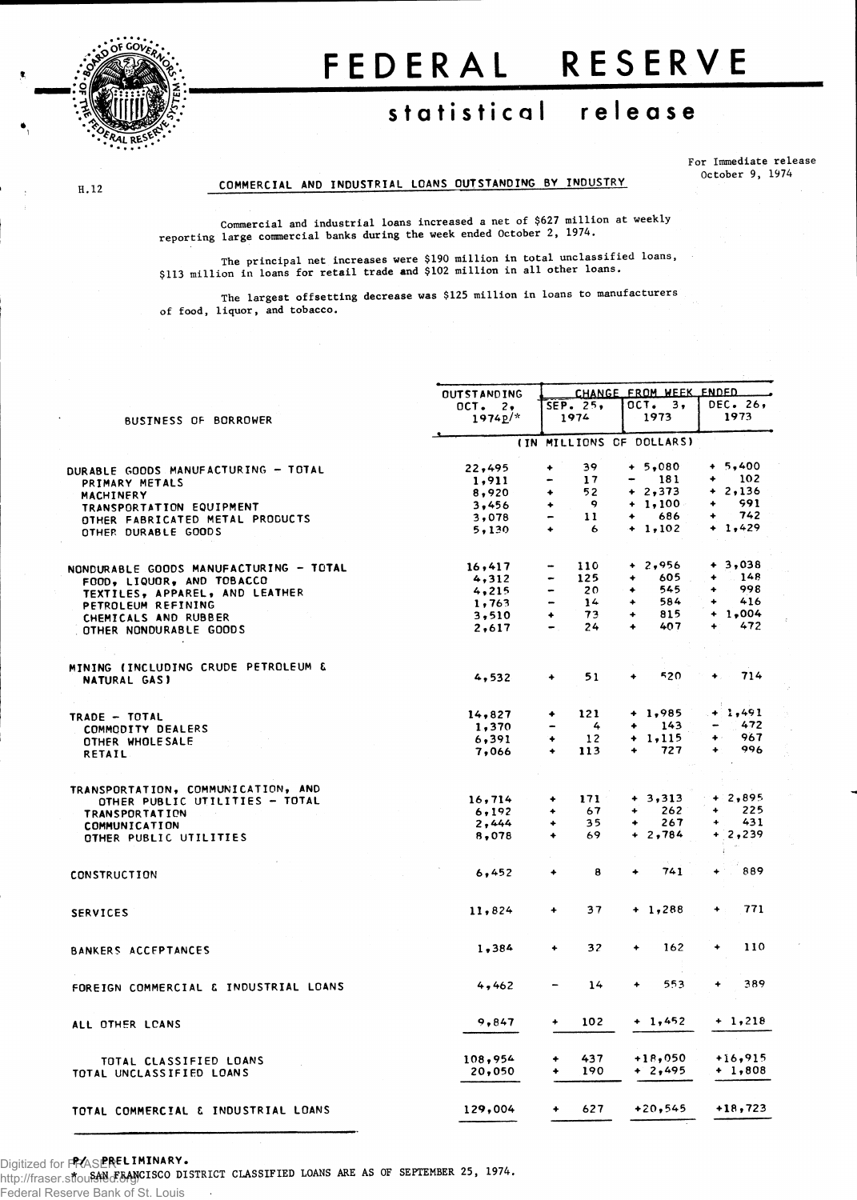# FEDERAL RESERVE

## statistical release

For Immediate release
October 9, 1974

H.12

### COMMERCIAL AND INDUSTRIAL LOANS OUTSTANDING BY INDUSTRY

Commercial and industrial loans increased a net of $627 million at weekly reporting large commercial banks during the week ended October 2, 1974.

The principal net increases were $190 million in total unclassified loans, $113 million in loans for retail trade and $102 million in all other loans.

The largest offsetting decrease was $125 million in loans to manufacturers of food, liquor, and tobacco.

| BUSINESS OF BORROWER | OUTSTANDING OCT. 2, 1974p/* | CHANGE FROM WEEK ENDED SEP. 25, 1974 | OCT. 3, 1973 | DEC. 26, 1973 |
|---|---|---|---|---|
| | (IN MILLIONS OF DOLLARS) | | | |
| DURABLE GOODS MANUFACTURING - TOTAL | 22,495 | + 39 | + 5,080 | + 5,400 |
| PRIMARY METALS | 1,911 | - 17 | - 181 | + 102 |
| MACHINERY | 8,920 | + 52 | + 2,373 | + 2,136 |
| TRANSPORTATION EQUIPMENT | 3,456 | + 9 | + 1,100 | + 991 |
| OTHER FABRICATED METAL PRODUCTS | 3,078 | - 11 | + 686 | + 742 |
| OTHER DURABLE GOODS | 5,130 | + 6 | + 1,102 | + 1,429 |
| NONDURABLE GOODS MANUFACTURING - TOTAL | 16,417 | - 110 | + 2,956 | + 3,038 |
| FOOD, LIQUOR, AND TOBACCO | 4,312 | - 125 | + 605 | + 148 |
| TEXTILES, APPAREL, AND LEATHER | 4,215 | - 20 | + 545 | + 998 |
| PETROLEUM REFINING | 1,763 | - 14 | + 584 | + 416 |
| CHEMICALS AND RUBBER | 3,510 | + 73 | + 815 | + 1,004 |
| OTHER NONDURABLE GOODS | 2,617 | - 24 | + 407 | + 472 |
| MINING (INCLUDING CRUDE PETROLEUM & NATURAL GAS) | 4,532 | + 51 | + 520 | + 714 |
| TRADE - TOTAL | 14,827 | + 121 | + 1,985 | + 1,491 |
| COMMODITY DEALERS | 1,370 | - 4 | + 143 | - 472 |
| OTHER WHOLESALE | 6,391 | + 12 | + 1,115 | + 967 |
| RETAIL | 7,066 | + 113 | + 727 | + 996 |
| TRANSPORTATION, COMMUNICATION, AND OTHER PUBLIC UTILITIES - TOTAL | 16,714 | + 171 | + 3,313 | + 2,895 |
| TRANSPORTATION | 6,192 | + 67 | + 262 | + 225 |
| COMMUNICATION | 2,444 | + 35 | + 267 | + 431 |
| OTHER PUBLIC UTILITIES | 8,078 | + 69 | + 2,784 | + 2,239 |
| CONSTRUCTION | 6,452 | + 8 | + 741 | + 889 |
| SERVICES | 11,824 | + 37 | + 1,288 | + 771 |
| BANKERS ACCEPTANCES | 1,384 | + 32 | + 162 | + 110 |
| FOREIGN COMMERCIAL & INDUSTRIAL LOANS | 4,462 | - 14 | + 553 | + 389 |
| ALL OTHER LOANS | 9,847 | + 102 | + 1,452 | + 1,218 |
| TOTAL CLASSIFIED LOANS | 108,954 | + 437 | +18,050 | +16,915 |
| TOTAL UNCLASSIFIED LOANS | 20,050 | + 190 | + 2,495 | + 1,808 |
| TOTAL COMMERCIAL & INDUSTRIAL LOANS | 129,004 | + 627 | +20,545 | +18,723 |

P/ PRELIMINARY.
\* SAN FRANCISCO DISTRICT CLASSIFIED LOANS ARE AS OF SEPTEMBER 25, 1974.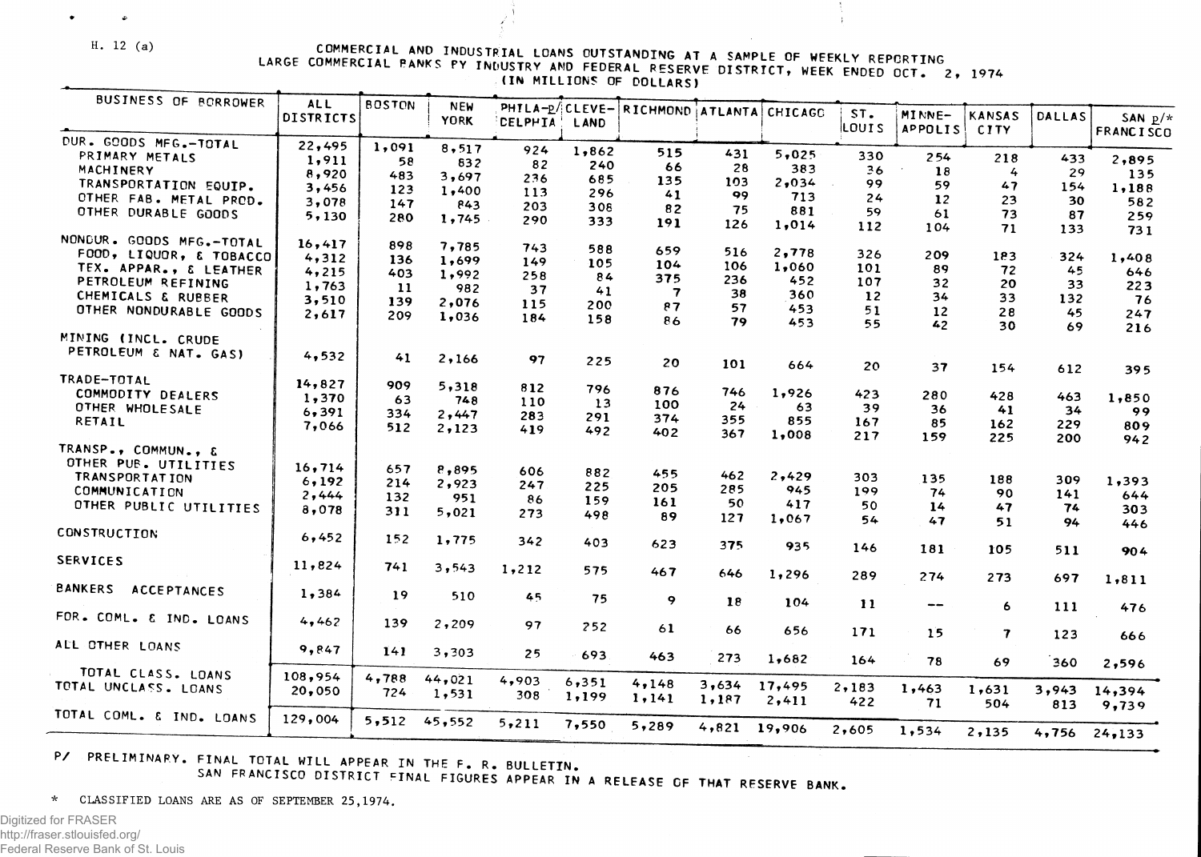H. 12 (a)

# COMMERCIAL AND INDUSTRIAL LOANS OUTSTANDING AT A SAMPLE OF WEEKLY REPORTING LARGE COMMERCIAL BANKS BY INDUSTRY AND FEDERAL RESERVE DISTRICT, WEEK ENDED OCT. 2, 1974
(IN MILLIONS OF DOLLARS)

| BUSINESS OF BORROWER | ALL DISTRICTS | BOSTON | NEW YORK | PHILA-p/ DELPHIA | CLEVE- LAND | RICHMOND | ATLANTA | CHICAGO | ST. LOUIS | MINNE- APOLIS | KANSAS CITY | DALLAS | SAN p/* FRANCISCO |
|---|---|---|---|---|---|---|---|---|---|---|---|---|---|
| DUR. GOODS MFG.-TOTAL | 22,495 | 1,091 | 8,517 | 924 | 1,862 | 515 | 431 | 5,025 | 330 | 254 | 218 | 433 | 2,895 |
| PRIMARY METALS | 1,911 | 58 | 832 | 82 | 240 | 66 | 28 | 383 | 36 | 18 | 4 | 29 | 135 |
| MACHINERY | 8,920 | 483 | 3,697 | 236 | 685 | 135 | 103 | 2,034 | 99 | 59 | 47 | 154 | 1,188 |
| TRANSPORTATION EQUIP. | 3,456 | 123 | 1,400 | 113 | 296 | 41 | 99 | 713 | 24 | 12 | 23 | 30 | 582 |
| OTHER FAB. METAL PROD. | 3,078 | 147 | 843 | 203 | 308 | 82 | 75 | 881 | 59 | 61 | 73 | 87 | 259 |
| OTHER DURABLE GOODS | 5,130 | 280 | 1,745 | 290 | 333 | 191 | 126 | 1,014 | 112 | 104 | 71 | 133 | 731 |
| NONDUR. GOODS MFG.-TOTAL | 16,417 | 898 | 7,785 | 743 | 588 | 659 | 516 | 2,778 | 326 | 209 | 183 | 324 | 1,408 |
| FOOD, LIQUOR, & TOBACCO | 4,312 | 136 | 1,699 | 149 | 105 | 104 | 106 | 1,060 | 101 | 89 | 72 | 45 | 646 |
| TEX. APPAR., & LEATHER | 4,215 | 403 | 1,992 | 258 | 84 | 375 | 236 | 452 | 107 | 32 | 20 | 33 | 223 |
| PETROLEUM REFINING | 1,763 | 11 | 982 | 37 | 41 | 7 | 38 | 360 | 12 | 34 | 33 | 132 | 76 |
| CHEMICALS & RUBBER | 3,510 | 139 | 2,076 | 115 | 200 | 87 | 57 | 453 | 51 | 12 | 28 | 45 | 247 |
| OTHER NONDURABLE GOODS | 2,617 | 209 | 1,036 | 184 | 158 | 86 | 79 | 453 | 55 | 42 | 30 | 69 | 216 |
| MINING (INCL. CRUDE PETROLEUM & NAT. GAS) | 4,532 | 41 | 2,166 | 97 | 225 | 20 | 101 | 664 | 20 | 37 | 154 | 612 | 395 |
| TRADE-TOTAL | 14,827 | 909 | 5,318 | 812 | 796 | 876 | 746 | 1,926 | 423 | 280 | 428 | 463 | 1,850 |
| COMMODITY DEALERS | 1,370 | 63 | 748 | 110 | 13 | 100 | 24 | 63 | 39 | 36 | 41 | 34 | 99 |
| OTHER WHOLESALE | 6,391 | 334 | 2,447 | 283 | 291 | 374 | 355 | 855 | 167 | 85 | 162 | 229 | 809 |
| RETAIL | 7,066 | 512 | 2,123 | 419 | 492 | 402 | 367 | 1,008 | 217 | 159 | 225 | 200 | 942 |
| TRANSP., COMMUN., & OTHER PUB. UTILITIES | 16,714 | 657 | 8,895 | 606 | 882 | 455 | 462 | 2,429 | 303 | 135 | 188 | 309 | 1,393 |
| TRANSPORTATION | 6,192 | 214 | 2,923 | 247 | 225 | 205 | 285 | 945 | 199 | 74 | 90 | 141 | 644 |
| COMMUNICATION | 2,444 | 132 | 951 | 86 | 159 | 161 | 50 | 417 | 50 | 14 | 47 | 74 | 303 |
| OTHER PUBLIC UTILITIES | 8,078 | 311 | 5,021 | 273 | 498 | 89 | 127 | 1,067 | 54 | 47 | 51 | 94 | 446 |
| CONSTRUCTION | 6,452 | 152 | 1,775 | 342 | 403 | 623 | 375 | 935 | 146 | 181 | 105 | 511 | 904 |
| SERVICES | 11,824 | 741 | 3,543 | 1,212 | 575 | 467 | 646 | 1,296 | 289 | 274 | 273 | 697 | 1,811 |
| BANKERS ACCEPTANCES | 1,384 | 19 | 510 | 45 | 75 | 9 | 18 | 104 | 11 | -- | 6 | 111 | 476 |
| FOR. COML. & IND. LOANS | 4,462 | 139 | 2,209 | 97 | 252 | 61 | 66 | 656 | 171 | 15 | 7 | 123 | 666 |
| ALL OTHER LOANS | 9,847 | 141 | 3,303 | 25 | 693 | 463 | 273 | 1,682 | 164 | 78 | 69 | 360 | 2,596 |
| TOTAL CLASS. LOANS | 108,954 | 4,788 | 44,021 | 4,903 | 6,351 | 4,148 | 3,634 | 17,495 | 2,183 | 1,463 | 1,631 | 3,943 | 14,394 |
| TOTAL UNCLASS. LOANS | 20,050 | 724 | 1,531 | 308 | 1,199 | 1,141 | 1,187 | 2,411 | 422 | 71 | 504 | 813 | 9,739 |
| TOTAL COML. & IND. LOANS | 129,004 | 5,512 | 45,552 | 5,211 | 7,550 | 5,289 | 4,821 | 19,906 | 2,605 | 1,534 | 2,135 | 4,756 | 24,133 |

P/ PRELIMINARY. FINAL TOTAL WILL APPEAR IN THE F. R. BULLETIN.
SAN FRANCISCO DISTRICT FINAL FIGURES APPEAR IN A RELEASE OF THAT RESERVE BANK.

\* CLASSIFIED LOANS ARE AS OF SEPTEMBER 25, 1974.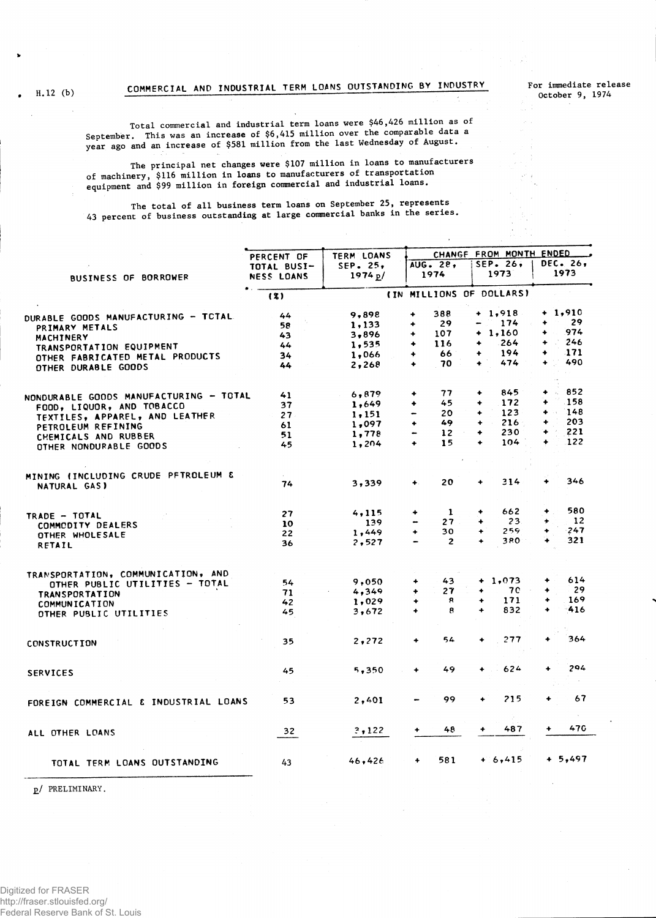H.12 (b)

## COMMERCIAL AND INDUSTRIAL TERM LOANS OUTSTANDING BY INDUSTRY

For immediate release
October 9, 1974

Total commercial and industrial term loans were $46,426 million as of September. This was an increase of $6,415 million over the comparable data a year ago and an increase of $581 million from the last Wednesday of August.

The principal net changes were $107 million in loans to manufacturers of machinery, $116 million in loans to manufacturers of transportation equipment and $99 million in foreign commercial and industrial loans.

The total of all business term loans on September 25, represents 43 percent of business outstanding at large commercial banks in the series.

| BUSINESS OF BORROWER | PERCENT OF TOTAL BUSINESS LOANS | TERM LOANS SEP. 25, 1974 p/ | CHANGE FROM MONTH ENDED AUG. 28, 1974 | SEP. 26, 1973 | DEC. 26, 1973 |
|---|---|---|---|---|---|
| | (%) | (IN MILLIONS OF DOLLARS) | | | |
| DURABLE GOODS MANUFACTURING - TOTAL | 44 | 9,898 | + 388 | + 1,918 | + 1,910 |
| PRIMARY METALS | 58 | 1,133 | + 29 | - 174 | + 29 |
| MACHINERY | 43 | 3,896 | + 107 | + 1,160 | + 974 |
| TRANSPORTATION EQUIPMENT | 44 | 1,535 | + 116 | + 264 | + 246 |
| OTHER FABRICATED METAL PRODUCTS | 34 | 1,066 | + 66 | + 194 | + 171 |
| OTHER DURABLE GOODS | 44 | 2,268 | + 70 | + 474 | + 490 |
| NONDURABLE GOODS MANUFACTURING - TOTAL | 41 | 6,879 | + 77 | + 845 | + 852 |
| FOOD, LIQUOR, AND TOBACCO | 37 | 1,649 | + 45 | + 172 | + 158 |
| TEXTILES, APPAREL, AND LEATHER | 27 | 1,151 | - 20 | + 123 | + 148 |
| PETROLEUM REFINING | 61 | 1,097 | + 49 | + 216 | + 203 |
| CHEMICALS AND RUBBER | 51 | 1,778 | - 12 | + 230 | + 221 |
| OTHER NONDURABLE GOODS | 45 | 1,204 | + 15 | + 104 | + 122 |
| MINING (INCLUDING CRUDE PETROLEUM & NATURAL GAS) | 74 | 3,339 | + 20 | + 314 | + 346 |
| TRADE - TOTAL | 27 | 4,115 | + 1 | + 662 | + 580 |
| COMMODITY DEALERS | 10 | 139 | - 27 | + 259 | + 12 |
| OTHER WHOLESALE | 22 | 1,449 | + 30 | + 259 | + 247 |
| RETAIL | 36 | 2,527 | - 2 | + 380 | + 321 |
| TRANSPORTATION, COMMUNICATION, AND OTHER PUBLIC UTILITIES - TOTAL | 54 | 9,050 | + 43 | + 1,073 | + 614 |
| TRANSPORTATION | 71 | 4,349 | + 27 | + 70 | + 29 |
| COMMUNICATION | 42 | 1,029 | + 8 | + 171 | + 169 |
| OTHER PUBLIC UTILITIES | 45 | 3,672 | + 8 | + 832 | + 416 |
| CONSTRUCTION | 35 | 2,272 | + 54 | + 277 | + 364 |
| SERVICES | 45 | 5,350 | + 49 | + 624 | + 294 |
| FOREIGN COMMERCIAL & INDUSTRIAL LOANS | 53 | 2,401 | - 99 | + 215 | + 67 |
| ALL OTHER LOANS | 32 | 3,122 | + 48 | + 487 | + 470 |
| TOTAL TERM LOANS OUTSTANDING | 43 | 46,426 | + 581 | + 6,415 | + 5,497 |

p/ PRELIMINARY.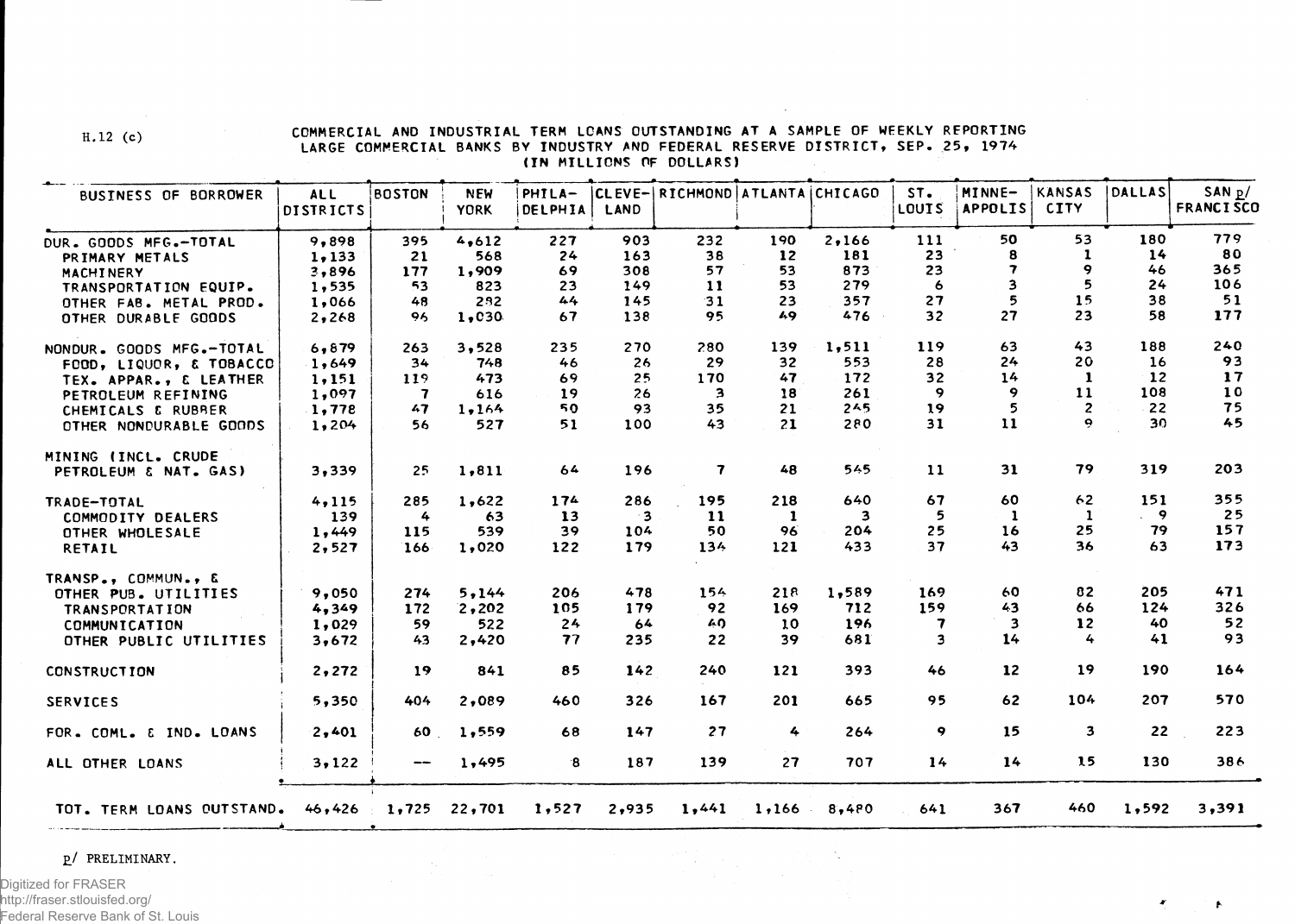H.12 (c)

COMMERCIAL AND INDUSTRIAL TERM LOANS OUTSTANDING AT A SAMPLE OF WEEKLY REPORTING LARGE COMMERCIAL BANKS BY INDUSTRY AND FEDERAL RESERVE DISTRICT, SEP. 25, 1974
(IN MILLIONS OF DOLLARS)

| BUSINESS OF BORROWER | ALL DISTRICTS | BOSTON | NEW YORK | PHILA-DELPHIA | CLEVE-LAND | RICHMOND | ATLANTA | CHICAGO | ST. LOUIS | MINNE-APPOLIS | KANSAS CITY | DALLAS | SAN p/ FRANCISCO |
|---|---|---|---|---|---|---|---|---|---|---|---|---|---|
| DUR. GOODS MFG.-TOTAL | 9,898 | 395 | 4,612 | 227 | 903 | 232 | 190 | 2,166 | 111 | 50 | 53 | 180 | 779 |
| PRIMARY METALS | 1,133 | 21 | 568 | 24 | 163 | 38 | 12 | 181 | 23 | 8 | 1 | 14 | 80 |
| MACHINERY | 3,896 | 177 | 1,909 | 69 | 308 | 57 | 53 | 873 | 23 | 7 | 9 | 46 | 365 |
| TRANSPORTATION EQUIP. | 1,535 | 53 | 823 | 23 | 149 | 11 | 53 | 279 | 6 | 3 | 5 | 24 | 106 |
| OTHER FAB. METAL PROD. | 1,066 | 48 | 282 | 44 | 145 | 31 | 23 | 357 | 27 | 5 | 15 | 38 | 51 |
| OTHER DURABLE GOODS | 2,268 | 96 | 1,030 | 67 | 138 | 95 | 49 | 476 | 32 | 27 | 23 | 58 | 177 |
| NONDUR. GOODS MFG.-TOTAL | 6,879 | 263 | 3,528 | 235 | 270 | 280 | 139 | 1,511 | 119 | 63 | 43 | 188 | 240 |
| FOOD, LIQUOR, & TOBACCO | 1,649 | 34 | 748 | 46 | 26 | 29 | 32 | 553 | 28 | 24 | 20 | 16 | 93 |
| TEX. APPAR., & LEATHER | 1,151 | 119 | 473 | 69 | 25 | 170 | 47 | 172 | 32 | 14 | 1 | 12 | 17 |
| PETROLEUM REFINING | 1,097 | 7 | 616 | 19 | 26 | 3 | 18 | 261 | 9 | 9 | 11 | 108 | 10 |
| CHEMICALS & RUBBER | 1,778 | 47 | 1,164 | 50 | 93 | 35 | 21 | 245 | 19 | 5 | 2 | 22 | 75 |
| OTHER NONDURABLE GOODS | 1,204 | 56 | 527 | 51 | 100 | 43 | 21 | 280 | 31 | 11 | 9 | 30 | 45 |
| MINING (INCL. CRUDE PETROLEUM & NAT. GAS) | 3,339 | 25 | 1,811 | 64 | 196 | 7 | 48 | 545 | 11 | 31 | 79 | 319 | 203 |
| TRADE-TOTAL | 4,115 | 285 | 1,622 | 174 | 286 | 195 | 218 | 640 | 67 | 60 | 62 | 151 | 355 |
| COMMODITY DEALERS | 139 | 4 | 63 | 13 | 3 | 11 | 1 | 3 | 5 | 1 | 1 | 9 | 25 |
| OTHER WHOLESALE | 1,449 | 115 | 539 | 39 | 104 | 50 | 96 | 204 | 25 | 16 | 25 | 79 | 157 |
| RETAIL | 2,527 | 166 | 1,020 | 122 | 179 | 134 | 121 | 433 | 37 | 43 | 36 | 63 | 173 |
| TRANSP., COMMUN., & OTHER PUB. UTILITIES | 9,050 | 274 | 5,144 | 206 | 478 | 154 | 218 | 1,589 | 169 | 60 | 82 | 205 | 471 |
| TRANSPORTATION | 4,349 | 172 | 2,202 | 105 | 179 | 92 | 169 | 712 | 159 | 43 | 66 | 124 | 326 |
| COMMUNICATION | 1,029 | 59 | 522 | 24 | 64 | 40 | 10 | 196 | 7 | 3 | 12 | 40 | 52 |
| OTHER PUBLIC UTILITIES | 3,672 | 43 | 2,420 | 77 | 235 | 22 | 39 | 681 | 3 | 14 | 4 | 41 | 93 |
| CONSTRUCTION | 2,272 | 19 | 841 | 85 | 142 | 240 | 121 | 393 | 46 | 12 | 19 | 190 | 164 |
| SERVICES | 5,350 | 404 | 2,089 | 460 | 326 | 167 | 201 | 665 | 95 | 62 | 104 | 207 | 570 |
| FOR. COML. & IND. LOANS | 2,401 | 60 | 1,559 | 68 | 147 | 27 | 4 | 264 | 9 | 15 | 3 | 22 | 223 |
| ALL OTHER LOANS | 3,122 | -- | 1,495 | 8 | 187 | 139 | 27 | 707 | 14 | 14 | 15 | 130 | 386 |
| TOT. TERM LOANS OUTSTAND. | 46,426 | 1,725 | 22,701 | 1,527 | 2,935 | 1,441 | 1,166 | 8,480 | 641 | 367 | 460 | 1,592 | 3,391 |

p/ PRELIMINARY.

Digitized for FRASER
http://fraser.stlouisfed.org/
Federal Reserve Bank of St. Louis